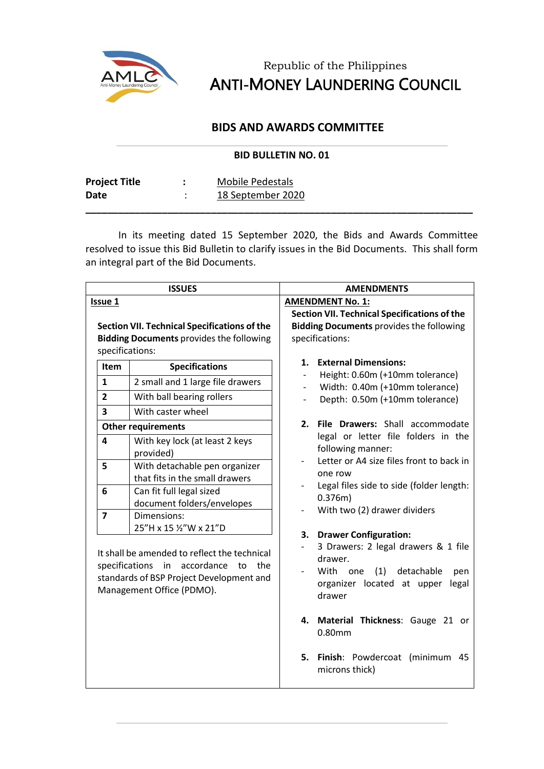Republic of the Philippines

# ANTI-MONEY LAUNDERING COUNCIL

## BIDS AND AWARDS COMMITTEE

**BID BULLETIN NO. 01**

| | | |
|---|---|---|
| **Project Title** | **:** | Mobile Pedestals |
| **Date** | : | 18 September 2020 |

In its meeting dated 15 September 2020, the Bids and Awards Committee resolved to issue this Bid Bulletin to clarify issues in the Bid Documents. This shall form an integral part of the Bid Documents.

| ISSUES | AMENDMENTS |
|---|---|
| **Issue 1**<br><br>**Section VII. Technical Specifications of the Bidding Documents** provides the following specifications:<br><br>**Item** – **Specifications**<br>**1** – 2 small and 1 large file drawers<br>**2** – With ball bearing rollers<br>**3** – With caster wheel<br>**Other requirements**<br>**4** – With key lock (at least 2 keys provided)<br>**5** – With detachable pen organizer that fits in the small drawers<br>**6** – Can fit full legal sized document folders/envelopes<br>**7** – Dimensions: 25"H x 15 ½"W x 21"D<br><br>It shall be amended to reflect the technical specifications in accordance to the standards of BSP Project Development and Management Office (PDMO). | **AMENDMENT No. 1:**<br>**Section VII. Technical Specifications of the Bidding Documents** provides the following specifications:<br><br>**1. External Dimensions:**<br>- Height: 0.60m (+10mm tolerance)<br>- Width: 0.40m (+10mm tolerance)<br>- Depth: 0.50m (+10mm tolerance)<br><br>**2. File Drawers:** Shall accommodate legal or letter file folders in the following manner:<br>- Letter or A4 size files front to back in one row<br>- Legal files side to side (folder length: 0.376m)<br>- With two (2) drawer dividers<br><br>**3. Drawer Configuration:**<br>- 3 Drawers: 2 legal drawers & 1 file drawer.<br>- With one (1) detachable pen organizer located at upper legal drawer<br><br>**4. Material Thickness**: Gauge 21 or 0.80mm<br><br>**5. Finish**: Powdercoat (minimum 45 microns thick) |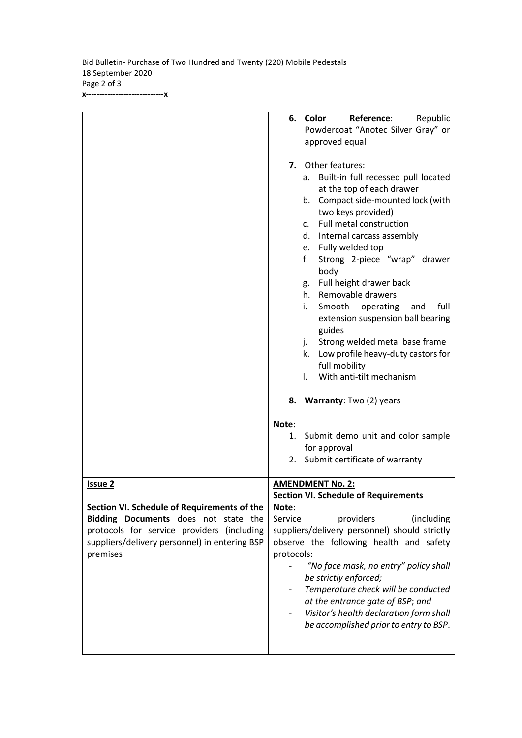| | |
|---|---|
| | **6. Color Reference**: Republic Powdercoat "Anotec Silver Gray" or approved equal<br><br>**7.** Other features:<br>a. Built-in full recessed pull located at the top of each drawer<br>b. Compact side-mounted lock (with two keys provided)<br>c. Full metal construction<br>d. Internal carcass assembly<br>e. Fully welded top<br>f. Strong 2-piece "wrap" drawer body<br>g. Full height drawer back<br>h. Removable drawers<br>i. Smooth operating and full extension suspension ball bearing guides<br>j. Strong welded metal base frame<br>k. Low profile heavy-duty castors for full mobility<br>l. With anti-tilt mechanism<br><br>**8. Warranty**: Two (2) years<br><br>**Note:**<br>1. Submit demo unit and color sample for approval<br>2. Submit certificate of warranty |
| **<u>Issue 2</u>**<br><br>**Section VI. Schedule of Requirements of the Bidding Documents** does not state the protocols for service providers (including suppliers/delivery personnel) in entering BSP premises | **<u>AMENDMENT No. 2:</u>**<br>**Section VI. Schedule of Requirements**<br>**Note:**<br>Service providers (including suppliers/delivery personnel) should strictly observe the following health and safety protocols:<br>- *"No face mask, no entry" policy shall be strictly enforced;*<br>- *Temperature check will be conducted at the entrance gate of BSP; and*<br>- *Visitor's health declaration form shall be accomplished prior to entry to BSP.* |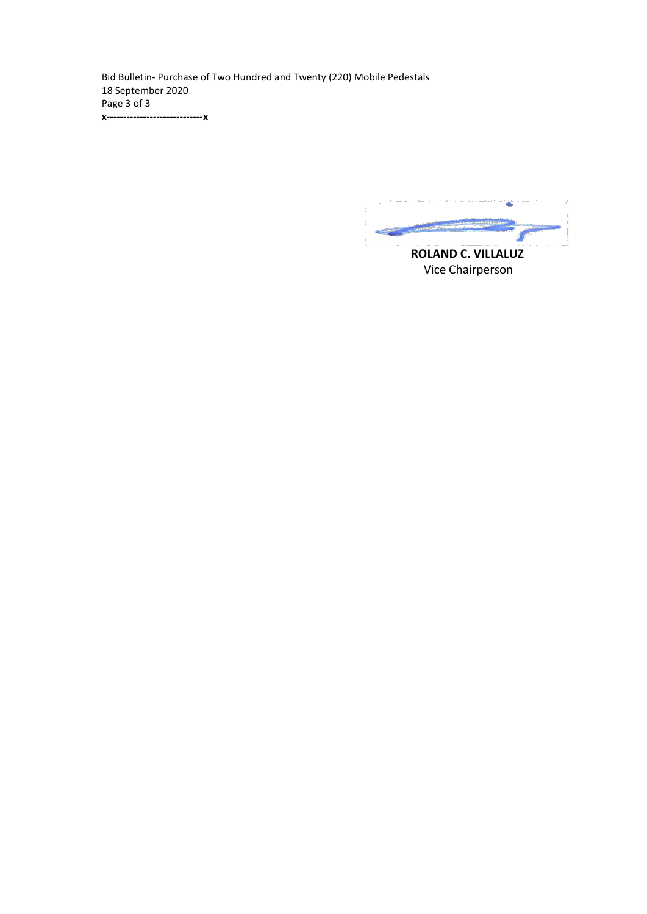**ROLAND C. VILLALUZ**
Vice Chairperson